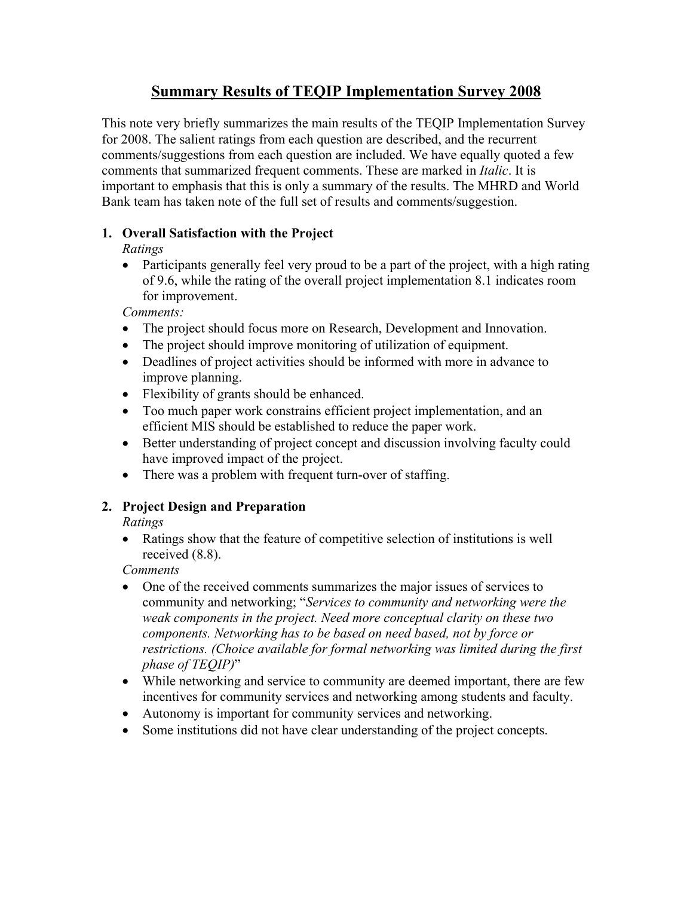# Summary Results of TEQIP Implementation Survey 2008

This note very briefly summarizes the main results of the TEQIP Implementation Survey for 2008. The salient ratings from each question are described, and the recurrent comments/suggestions from each question are included. We have equally quoted a few comments that summarized frequent comments. These are marked in *Italic*. It is important to emphasis that this is only a summary of the results. The MHRD and World Bank team has taken note of the full set of results and comments/suggestion.

## 1. Overall Satisfaction with the Project

*Ratings*

- Participants generally feel very proud to be a part of the project, with a high rating of 9.6, while the rating of the overall project implementation 8.1 indicates room for improvement.

*Comments:*

- The project should focus more on Research, Development and Innovation.
- The project should improve monitoring of utilization of equipment.
- Deadlines of project activities should be informed with more in advance to improve planning.
- Flexibility of grants should be enhanced.
- Too much paper work constrains efficient project implementation, and an efficient MIS should be established to reduce the paper work.
- Better understanding of project concept and discussion involving faculty could have improved impact of the project.
- There was a problem with frequent turn-over of staffing.

## 2. Project Design and Preparation

*Ratings*

- Ratings show that the feature of competitive selection of institutions is well received (8.8).

*Comments*

- One of the received comments summarizes the major issues of services to community and networking; "*Services to community and networking were the weak components in the project. Need more conceptual clarity on these two components. Networking has to be based on need based, not by force or restrictions. (Choice available for formal networking was limited during the first phase of TEQIP)*"
- While networking and service to community are deemed important, there are few incentives for community services and networking among students and faculty.
- Autonomy is important for community services and networking.
- Some institutions did not have clear understanding of the project concepts.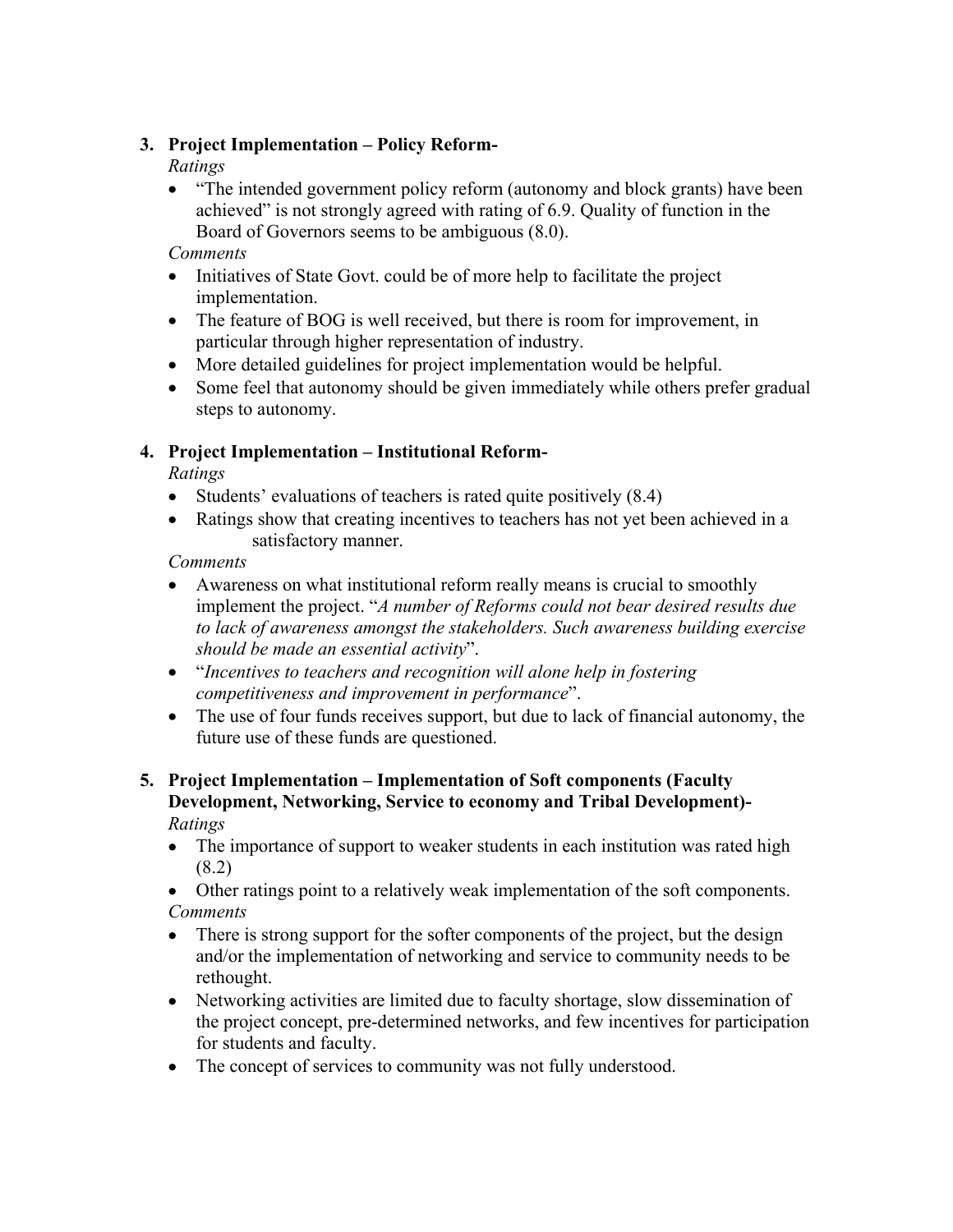3. **Project Implementation – Policy Reform-**

   *Ratings*

   - "The intended government policy reform (autonomy and block grants) have been achieved" is not strongly agreed with rating of 6.9. Quality of function in the Board of Governors seems to be ambiguous (8.0).

   *Comments*

   - Initiatives of State Govt. could be of more help to facilitate the project implementation.
   - The feature of BOG is well received, but there is room for improvement, in particular through higher representation of industry.
   - More detailed guidelines for project implementation would be helpful.
   - Some feel that autonomy should be given immediately while others prefer gradual steps to autonomy.

4. **Project Implementation – Institutional Reform-**

   *Ratings*

   - Students' evaluations of teachers is rated quite positively (8.4)
   - Ratings show that creating incentives to teachers has not yet been achieved in a satisfactory manner.

   *Comments*

   - Awareness on what institutional reform really means is crucial to smoothly implement the project. "*A number of Reforms could not bear desired results due to lack of awareness amongst the stakeholders. Such awareness building exercise should be made an essential activity*".
   - "*Incentives to teachers and recognition will alone help in fostering competitiveness and improvement in performance*".
   - The use of four funds receives support, but due to lack of financial autonomy, the future use of these funds are questioned.

5. **Project Implementation – Implementation of Soft components (Faculty Development, Networking, Service to economy and Tribal Development)-**

   *Ratings*

   - The importance of support to weaker students in each institution was rated high (8.2)
   - Other ratings point to a relatively weak implementation of the soft components.

   *Comments*

   - There is strong support for the softer components of the project, but the design and/or the implementation of networking and service to community needs to be rethought.
   - Networking activities are limited due to faculty shortage, slow dissemination of the project concept, pre-determined networks, and few incentives for participation for students and faculty.
   - The concept of services to community was not fully understood.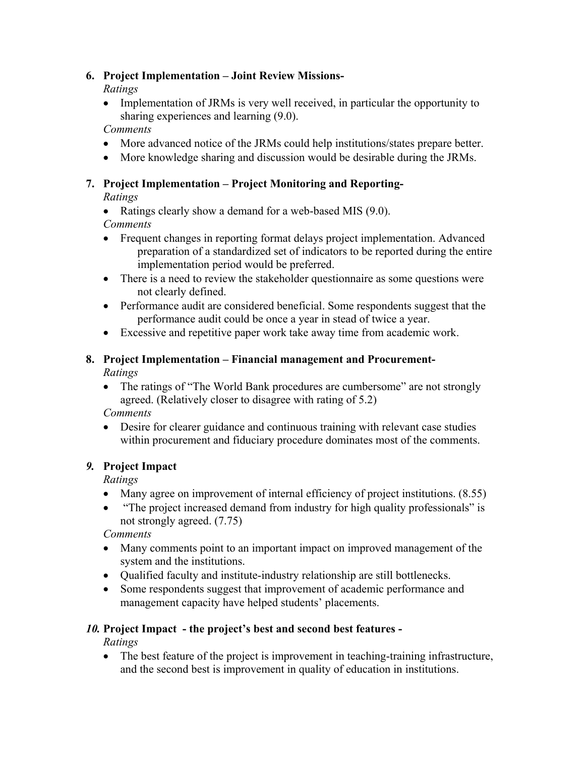**6. Project Implementation – Joint Review Missions-**

*Ratings*

- Implementation of JRMs is very well received, in particular the opportunity to sharing experiences and learning (9.0).

*Comments*

- More advanced notice of the JRMs could help institutions/states prepare better.
- More knowledge sharing and discussion would be desirable during the JRMs.

**7. Project Implementation – Project Monitoring and Reporting-**

*Ratings*

- Ratings clearly show a demand for a web-based MIS (9.0).

*Comments*

- Frequent changes in reporting format delays project implementation. Advanced preparation of a standardized set of indicators to be reported during the entire implementation period would be preferred.
- There is a need to review the stakeholder questionnaire as some questions were not clearly defined.
- Performance audit are considered beneficial. Some respondents suggest that the performance audit could be once a year in stead of twice a year.
- Excessive and repetitive paper work take away time from academic work.

**8. Project Implementation – Financial management and Procurement-**

*Ratings*

- The ratings of "The World Bank procedures are cumbersome" are not strongly agreed. (Relatively closer to disagree with rating of 5.2)

*Comments*

- Desire for clearer guidance and continuous training with relevant case studies within procurement and fiduciary procedure dominates most of the comments.

***9.* Project Impact**

*Ratings*

- Many agree on improvement of internal efficiency of project institutions. (8.55)
- "The project increased demand from industry for high quality professionals" is not strongly agreed. (7.75)

*Comments*

- Many comments point to an important impact on improved management of the system and the institutions.
- Qualified faculty and institute-industry relationship are still bottlenecks.
- Some respondents suggest that improvement of academic performance and management capacity have helped students' placements.

***10.* Project Impact - the project's best and second best features -**

*Ratings*

- The best feature of the project is improvement in teaching-training infrastructure, and the second best is improvement in quality of education in institutions.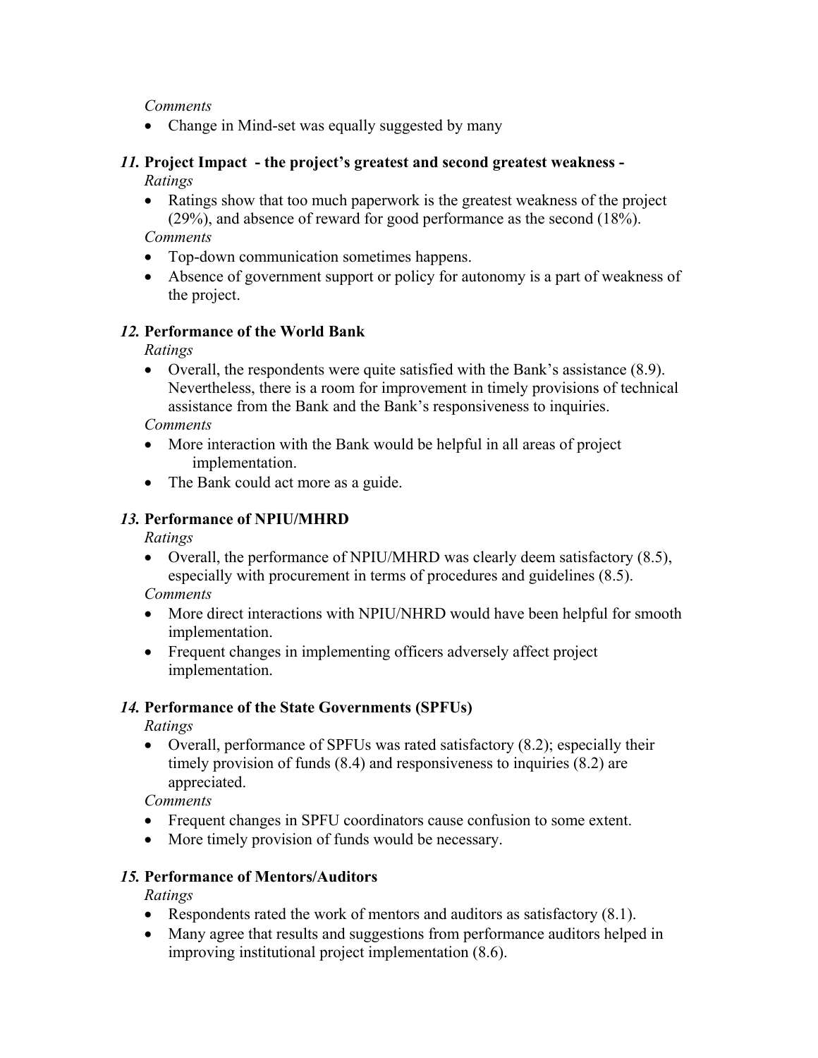*Comments*

- Change in Mind-set was equally suggested by many

***11.*** **Project Impact - the project's greatest and second greatest weakness -**

*Ratings*

- Ratings show that too much paperwork is the greatest weakness of the project (29%), and absence of reward for good performance as the second (18%).

*Comments*

- Top-down communication sometimes happens.
- Absence of government support or policy for autonomy is a part of weakness of the project.

***12.*** **Performance of the World Bank**

*Ratings*

- Overall, the respondents were quite satisfied with the Bank's assistance (8.9). Nevertheless, there is a room for improvement in timely provisions of technical assistance from the Bank and the Bank's responsiveness to inquiries.

*Comments*

- More interaction with the Bank would be helpful in all areas of project implementation.
- The Bank could act more as a guide.

***13.*** **Performance of NPIU/MHRD**

*Ratings*

- Overall, the performance of NPIU/MHRD was clearly deem satisfactory (8.5), especially with procurement in terms of procedures and guidelines (8.5).

*Comments*

- More direct interactions with NPIU/NHRD would have been helpful for smooth implementation.
- Frequent changes in implementing officers adversely affect project implementation.

***14.*** **Performance of the State Governments (SPFUs)**

*Ratings*

- Overall, performance of SPFUs was rated satisfactory (8.2); especially their timely provision of funds (8.4) and responsiveness to inquiries (8.2) are appreciated.

*Comments*

- Frequent changes in SPFU coordinators cause confusion to some extent.
- More timely provision of funds would be necessary.

***15.*** **Performance of Mentors/Auditors**

*Ratings*

- Respondents rated the work of mentors and auditors as satisfactory (8.1).
- Many agree that results and suggestions from performance auditors helped in improving institutional project implementation (8.6).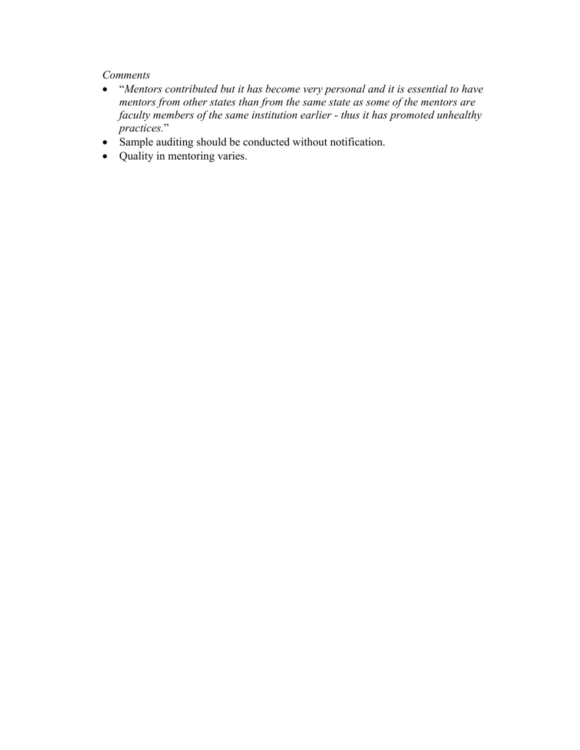*Comments*

- "*Mentors contributed but it has become very personal and it is essential to have mentors from other states than from the same state as some of the mentors are faculty members of the same institution earlier - thus it has promoted unhealthy practices.*"
- Sample auditing should be conducted without notification.
- Quality in mentoring varies.